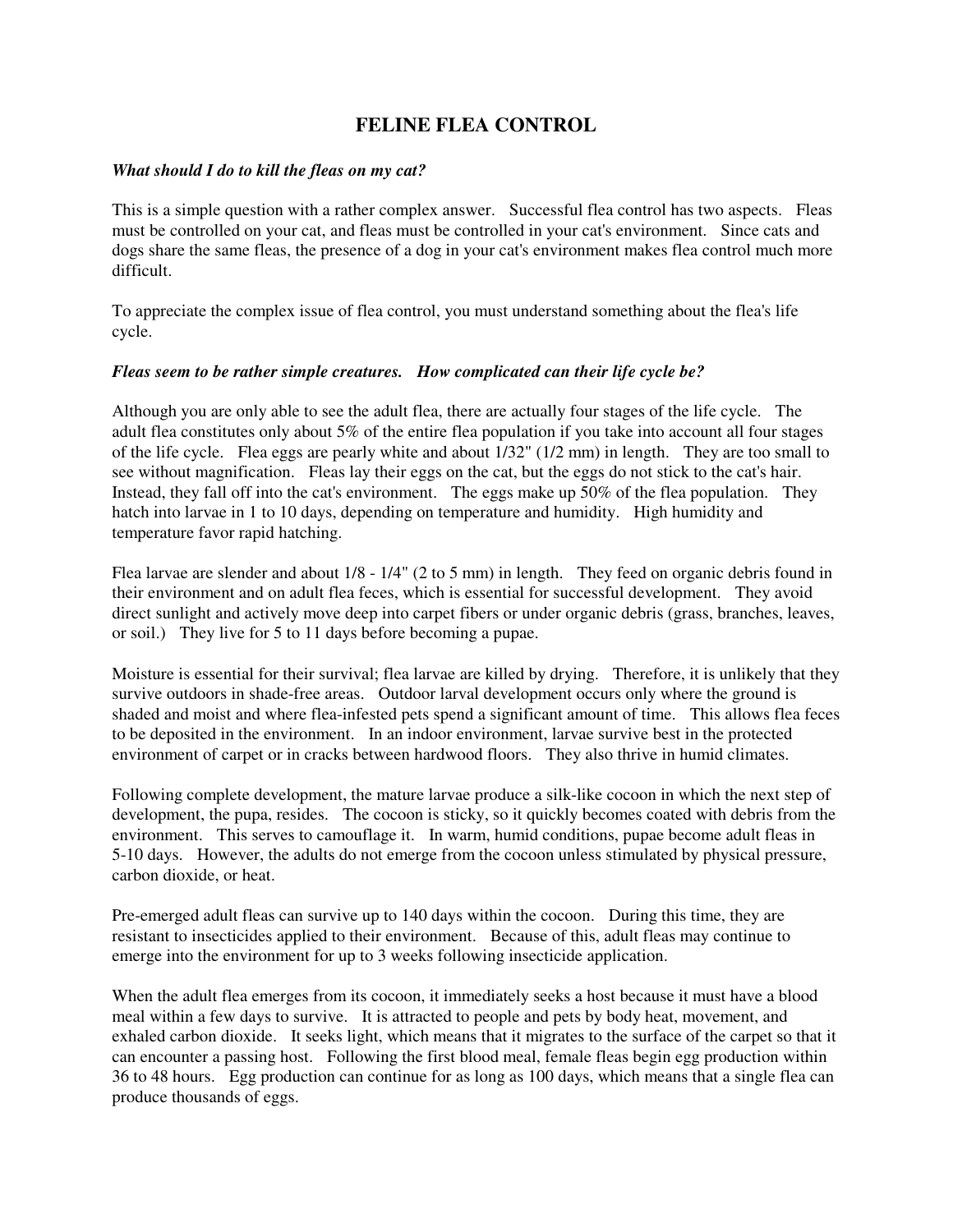# FELINE FLEA CONTROL

***What should I do to kill the fleas on my cat?***

This is a simple question with a rather complex answer. Successful flea control has two aspects. Fleas must be controlled on your cat, and fleas must be controlled in your cat's environment. Since cats and dogs share the same fleas, the presence of a dog in your cat's environment makes flea control much more difficult.

To appreciate the complex issue of flea control, you must understand something about the flea's life cycle.

***Fleas seem to be rather simple creatures. How complicated can their life cycle be?***

Although you are only able to see the adult flea, there are actually four stages of the life cycle. The adult flea constitutes only about 5% of the entire flea population if you take into account all four stages of the life cycle. Flea eggs are pearly white and about 1/32" (1/2 mm) in length. They are too small to see without magnification. Fleas lay their eggs on the cat, but the eggs do not stick to the cat's hair. Instead, they fall off into the cat's environment. The eggs make up 50% of the flea population. They hatch into larvae in 1 to 10 days, depending on temperature and humidity. High humidity and temperature favor rapid hatching.

Flea larvae are slender and about 1/8 - 1/4" (2 to 5 mm) in length. They feed on organic debris found in their environment and on adult flea feces, which is essential for successful development. They avoid direct sunlight and actively move deep into carpet fibers or under organic debris (grass, branches, leaves, or soil.) They live for 5 to 11 days before becoming a pupae.

Moisture is essential for their survival; flea larvae are killed by drying. Therefore, it is unlikely that they survive outdoors in shade-free areas. Outdoor larval development occurs only where the ground is shaded and moist and where flea-infested pets spend a significant amount of time. This allows flea feces to be deposited in the environment. In an indoor environment, larvae survive best in the protected environment of carpet or in cracks between hardwood floors. They also thrive in humid climates.

Following complete development, the mature larvae produce a silk-like cocoon in which the next step of development, the pupa, resides. The cocoon is sticky, so it quickly becomes coated with debris from the environment. This serves to camouflage it. In warm, humid conditions, pupae become adult fleas in 5-10 days. However, the adults do not emerge from the cocoon unless stimulated by physical pressure, carbon dioxide, or heat.

Pre-emerged adult fleas can survive up to 140 days within the cocoon. During this time, they are resistant to insecticides applied to their environment. Because of this, adult fleas may continue to emerge into the environment for up to 3 weeks following insecticide application.

When the adult flea emerges from its cocoon, it immediately seeks a host because it must have a blood meal within a few days to survive. It is attracted to people and pets by body heat, movement, and exhaled carbon dioxide. It seeks light, which means that it migrates to the surface of the carpet so that it can encounter a passing host. Following the first blood meal, female fleas begin egg production within 36 to 48 hours. Egg production can continue for as long as 100 days, which means that a single flea can produce thousands of eggs.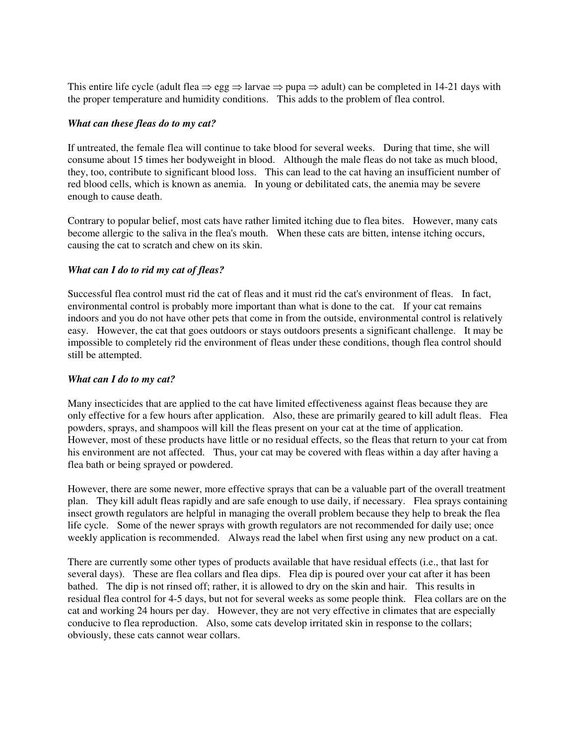This entire life cycle (adult flea ⇒ egg ⇒ larvae ⇒ pupa ⇒ adult) can be completed in 14-21 days with the proper temperature and humidity conditions. This adds to the problem of flea control.

### *What can these fleas do to my cat?*

If untreated, the female flea will continue to take blood for several weeks. During that time, she will consume about 15 times her bodyweight in blood. Although the male fleas do not take as much blood, they, too, contribute to significant blood loss. This can lead to the cat having an insufficient number of red blood cells, which is known as anemia. In young or debilitated cats, the anemia may be severe enough to cause death.

Contrary to popular belief, most cats have rather limited itching due to flea bites. However, many cats become allergic to the saliva in the flea's mouth. When these cats are bitten, intense itching occurs, causing the cat to scratch and chew on its skin.

### *What can I do to rid my cat of fleas?*

Successful flea control must rid the cat of fleas and it must rid the cat's environment of fleas. In fact, environmental control is probably more important than what is done to the cat. If your cat remains indoors and you do not have other pets that come in from the outside, environmental control is relatively easy. However, the cat that goes outdoors or stays outdoors presents a significant challenge. It may be impossible to completely rid the environment of fleas under these conditions, though flea control should still be attempted.

### *What can I do to my cat?*

Many insecticides that are applied to the cat have limited effectiveness against fleas because they are only effective for a few hours after application. Also, these are primarily geared to kill adult fleas. Flea powders, sprays, and shampoos will kill the fleas present on your cat at the time of application. However, most of these products have little or no residual effects, so the fleas that return to your cat from his environment are not affected. Thus, your cat may be covered with fleas within a day after having a flea bath or being sprayed or powdered.

However, there are some newer, more effective sprays that can be a valuable part of the overall treatment plan. They kill adult fleas rapidly and are safe enough to use daily, if necessary. Flea sprays containing insect growth regulators are helpful in managing the overall problem because they help to break the flea life cycle. Some of the newer sprays with growth regulators are not recommended for daily use; once weekly application is recommended. Always read the label when first using any new product on a cat.

There are currently some other types of products available that have residual effects (i.e., that last for several days). These are flea collars and flea dips. Flea dip is poured over your cat after it has been bathed. The dip is not rinsed off; rather, it is allowed to dry on the skin and hair. This results in residual flea control for 4-5 days, but not for several weeks as some people think. Flea collars are on the cat and working 24 hours per day. However, they are not very effective in climates that are especially conducive to flea reproduction. Also, some cats develop irritated skin in response to the collars; obviously, these cats cannot wear collars.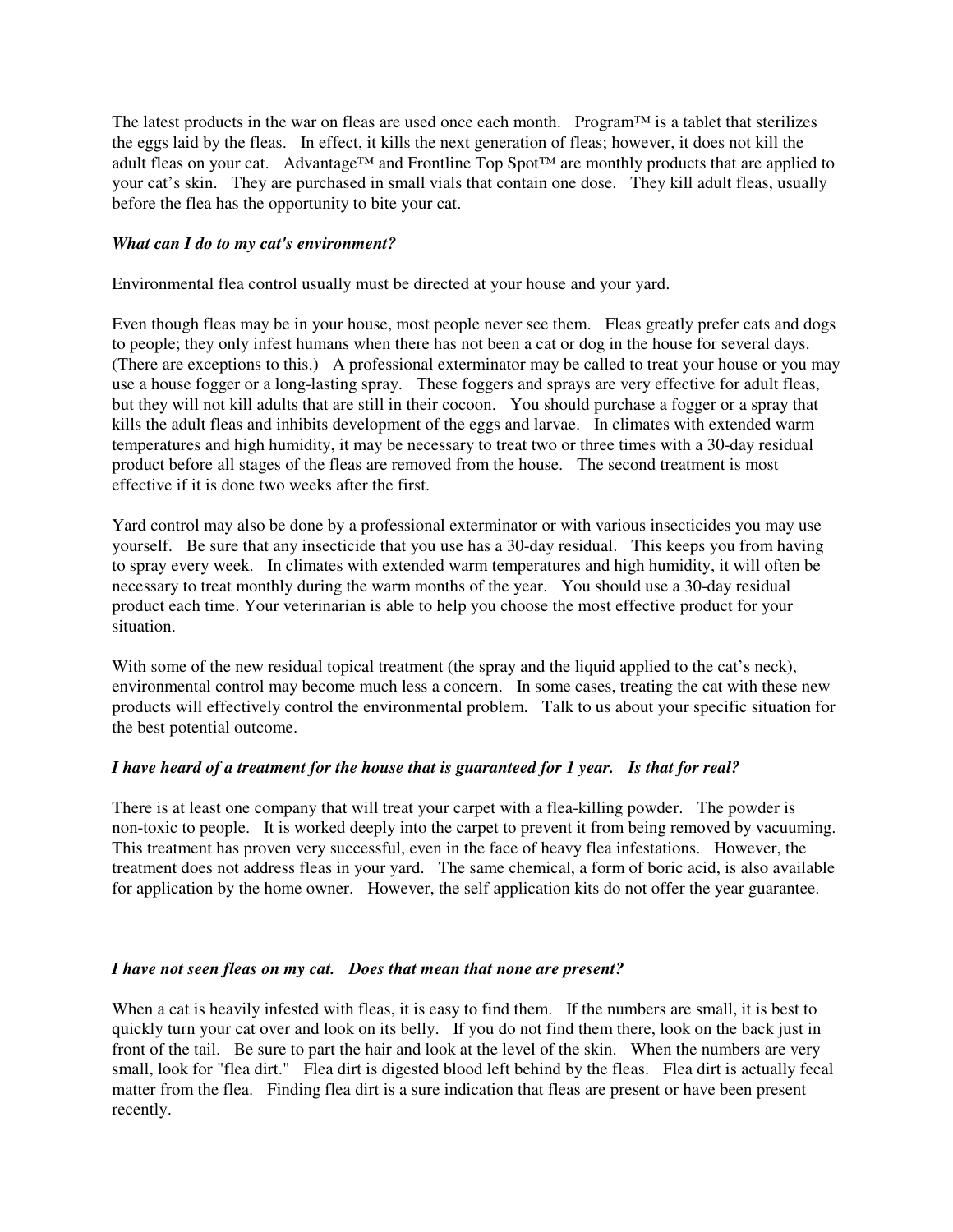The latest products in the war on fleas are used once each month. Program™ is a tablet that sterilizes the eggs laid by the fleas. In effect, it kills the next generation of fleas; however, it does not kill the adult fleas on your cat. Advantage™ and Frontline Top Spot™ are monthly products that are applied to your cat's skin. They are purchased in small vials that contain one dose. They kill adult fleas, usually before the flea has the opportunity to bite your cat.

***What can I do to my cat's environment?***

Environmental flea control usually must be directed at your house and your yard.

Even though fleas may be in your house, most people never see them. Fleas greatly prefer cats and dogs to people; they only infest humans when there has not been a cat or dog in the house for several days. (There are exceptions to this.) A professional exterminator may be called to treat your house or you may use a house fogger or a long-lasting spray. These foggers and sprays are very effective for adult fleas, but they will not kill adults that are still in their cocoon. You should purchase a fogger or a spray that kills the adult fleas and inhibits development of the eggs and larvae. In climates with extended warm temperatures and high humidity, it may be necessary to treat two or three times with a 30-day residual product before all stages of the fleas are removed from the house. The second treatment is most effective if it is done two weeks after the first.

Yard control may also be done by a professional exterminator or with various insecticides you may use yourself. Be sure that any insecticide that you use has a 30-day residual. This keeps you from having to spray every week. In climates with extended warm temperatures and high humidity, it will often be necessary to treat monthly during the warm months of the year. You should use a 30-day residual product each time. Your veterinarian is able to help you choose the most effective product for your situation.

With some of the new residual topical treatment (the spray and the liquid applied to the cat's neck), environmental control may become much less a concern. In some cases, treating the cat with these new products will effectively control the environmental problem. Talk to us about your specific situation for the best potential outcome.

***I have heard of a treatment for the house that is guaranteed for 1 year. Is that for real?***

There is at least one company that will treat your carpet with a flea-killing powder. The powder is non-toxic to people. It is worked deeply into the carpet to prevent it from being removed by vacuuming. This treatment has proven very successful, even in the face of heavy flea infestations. However, the treatment does not address fleas in your yard. The same chemical, a form of boric acid, is also available for application by the home owner. However, the self application kits do not offer the year guarantee.

***I have not seen fleas on my cat. Does that mean that none are present?***

When a cat is heavily infested with fleas, it is easy to find them. If the numbers are small, it is best to quickly turn your cat over and look on its belly. If you do not find them there, look on the back just in front of the tail. Be sure to part the hair and look at the level of the skin. When the numbers are very small, look for "flea dirt." Flea dirt is digested blood left behind by the fleas. Flea dirt is actually fecal matter from the flea. Finding flea dirt is a sure indication that fleas are present or have been present recently.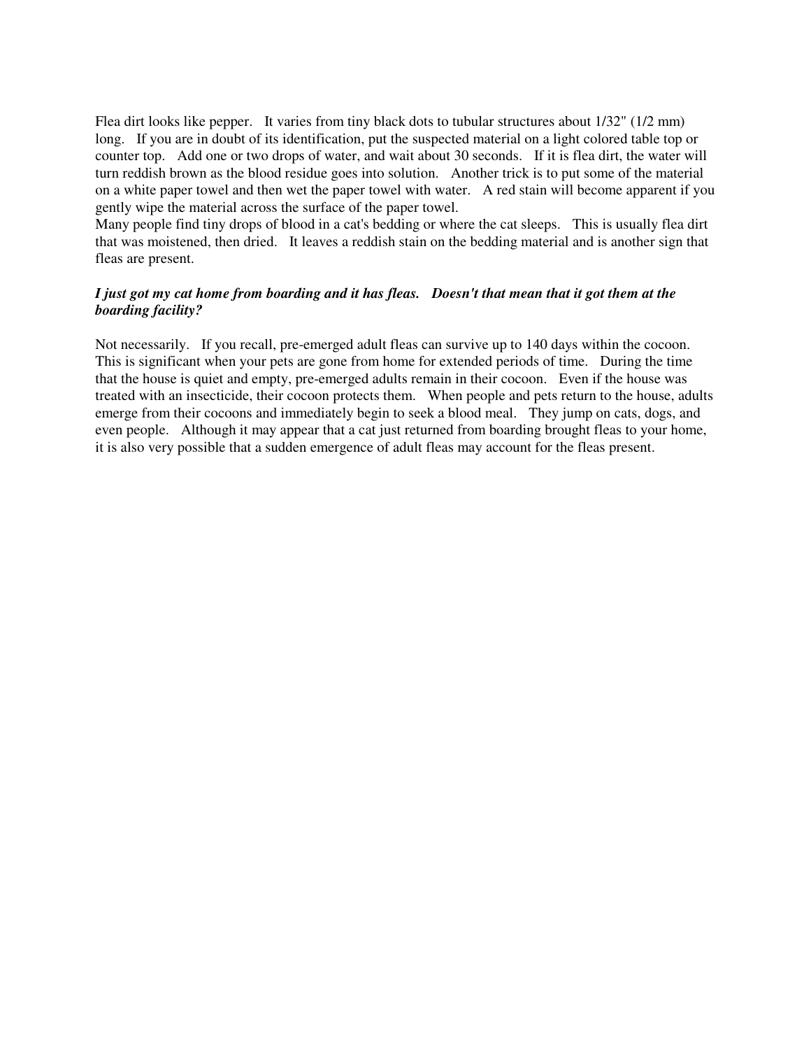Flea dirt looks like pepper. It varies from tiny black dots to tubular structures about 1/32" (1/2 mm) long. If you are in doubt of its identification, put the suspected material on a light colored table top or counter top. Add one or two drops of water, and wait about 30 seconds. If it is flea dirt, the water will turn reddish brown as the blood residue goes into solution. Another trick is to put some of the material on a white paper towel and then wet the paper towel with water. A red stain will become apparent if you gently wipe the material across the surface of the paper towel.

Many people find tiny drops of blood in a cat's bedding or where the cat sleeps. This is usually flea dirt that was moistened, then dried. It leaves a reddish stain on the bedding material and is another sign that fleas are present.

***I just got my cat home from boarding and it has fleas. Doesn't that mean that it got them at the boarding facility?***

Not necessarily. If you recall, pre-emerged adult fleas can survive up to 140 days within the cocoon. This is significant when your pets are gone from home for extended periods of time. During the time that the house is quiet and empty, pre-emerged adults remain in their cocoon. Even if the house was treated with an insecticide, their cocoon protects them. When people and pets return to the house, adults emerge from their cocoons and immediately begin to seek a blood meal. They jump on cats, dogs, and even people. Although it may appear that a cat just returned from boarding brought fleas to your home, it is also very possible that a sudden emergence of adult fleas may account for the fleas present.